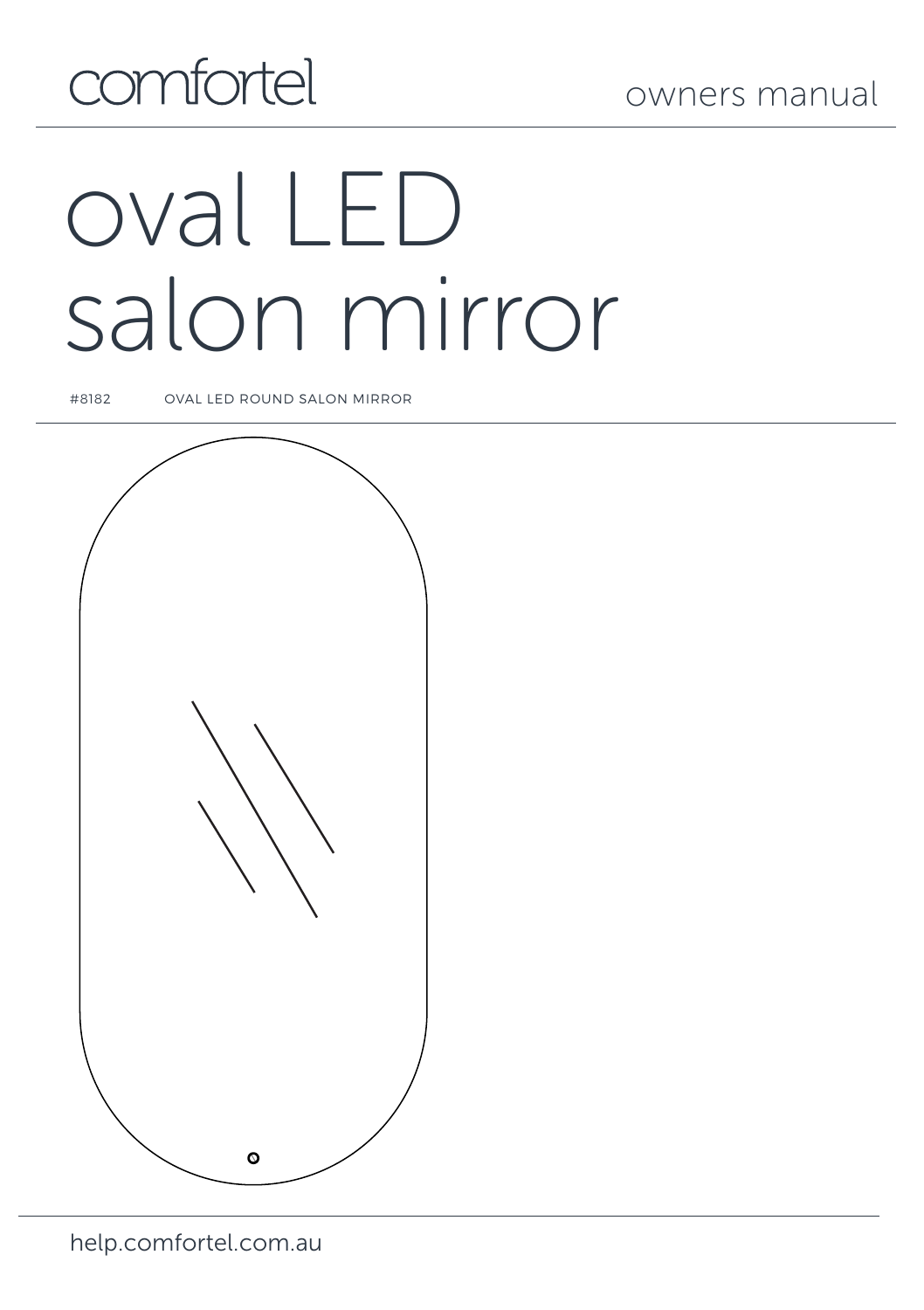comfortel

owners manual

# oval LED salon mirror

#8182 OVAL LED ROUND SALON MIRROR

help.comfortel.com.au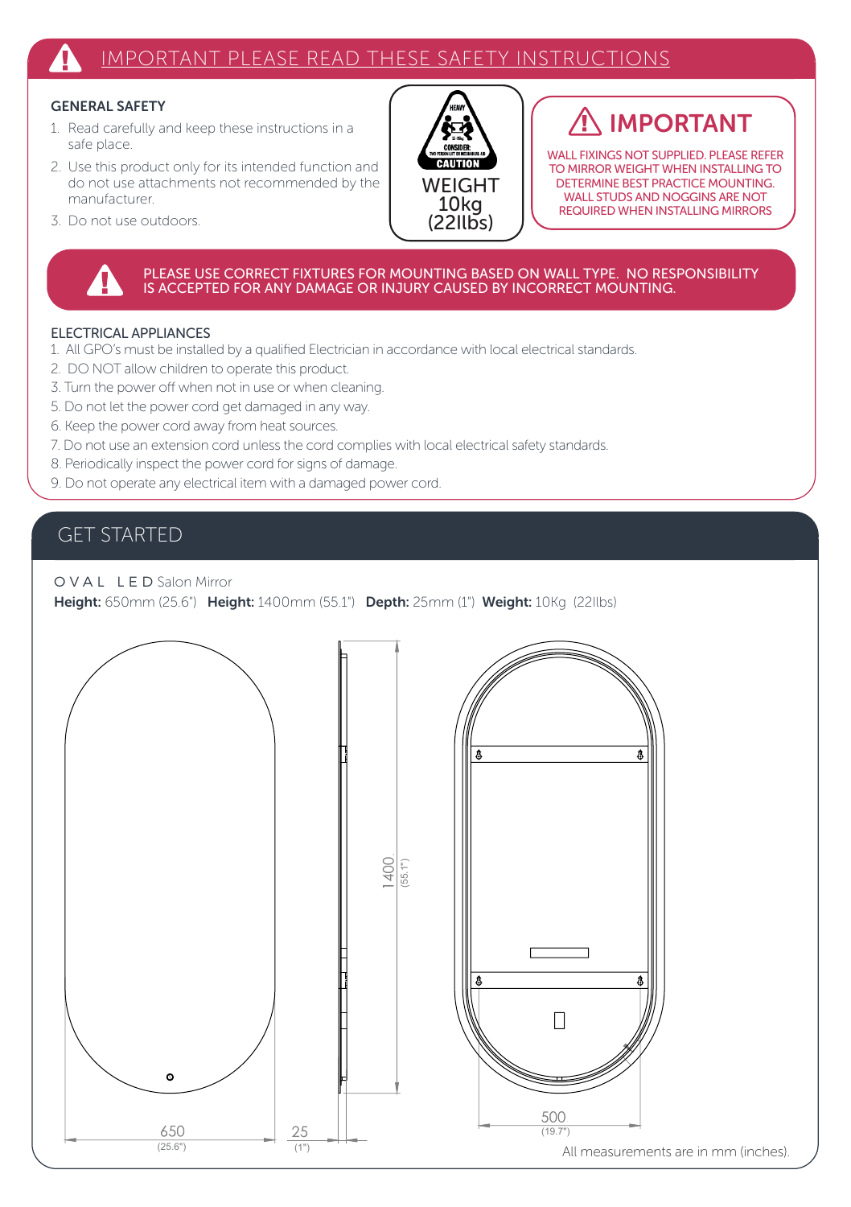# IMPORTANT PLEASE READ THESE SAFETY INSTRUCTIONS

### GENERAL SAFETY

1. Read carefully and keep these instructions in a safe place.
2. Use this product only for its intended function and do not use attachments not recommended by the manufacturer.
3. Do not use outdoors.

HEAVY

CONSIDER: TWO PERSON LIFT OR MECHANICAL AID

CAUTION

WEIGHT 10kg (22llbs)

## IMPORTANT

WALL FIXINGS NOT SUPPLIED. PLEASE REFER TO MIRROR WEIGHT WHEN INSTALLING TO DETERMINE BEST PRACTICE MOUNTING. WALL STUDS AND NOGGINS ARE NOT REQUIRED WHEN INSTALLING MIRRORS

PLEASE USE CORRECT FIXTURES FOR MOUNTING BASED ON WALL TYPE. NO RESPONSIBILITY IS ACCEPTED FOR ANY DAMAGE OR INJURY CAUSED BY INCORRECT MOUNTING.

### ELECTRICAL APPLIANCES

1. All GPO's must be installed by a qualified Electrician in accordance with local electrical standards.
2. DO NOT allow children to operate this product.
3. Turn the power off when not in use or when cleaning.
5. Do not let the power cord get damaged in any way.
6. Keep the power cord away from heat sources.
7. Do not use an extension cord unless the cord complies with local electrical safety standards.
8. Periodically inspect the power cord for signs of damage.
9. Do not operate any electrical item with a damaged power cord.

## GET STARTED

OVAL LED Salon Mirror

**Height:** 650mm (25.6") **Height:** 1400mm (55.1") **Depth:** 25mm (1") **Weight:** 10Kg (22llbs)

650 (25.6")

25 (1")

1400 (55.1")

500 (19.7")

All measurements are in mm (inches).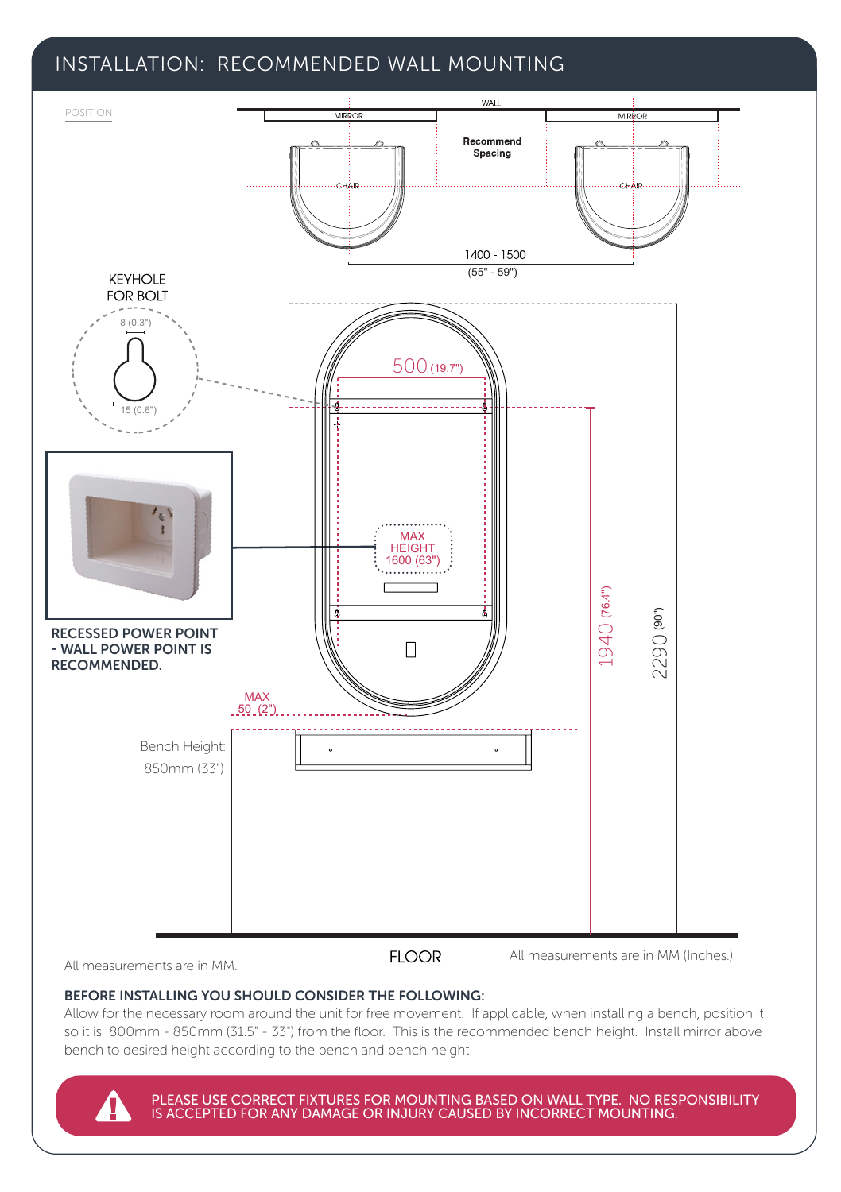# INSTALLATION: RECOMMENDED WALL MOUNTING

POSITION

WALL

MIRROR

MIRROR

Recommend Spacing

CHAIR

CHAIR

1400 - 1500
(55" - 59")

KEYHOLE FOR BOLT

8 (0.3")

15 (0.6")

500 (19.7")

MAX HEIGHT 1600 (63")

1940 (76.4")

2290 (90")

**RECESSED POWER POINT - WALL POWER POINT IS RECOMMENDED.**

MAX 50 (2")

Bench Height: 850mm (33")

FLOOR

All measurements are in MM.

All measurements are in MM (Inches.)

**BEFORE INSTALLING YOU SHOULD CONSIDER THE FOLLOWING:**

Allow for the necessary room around the unit for free movement. If applicable, when installing a bench, position it so it is 800mm - 850mm (31.5" - 33") from the floor. This is the recommended bench height. Install mirror above bench to desired height according to the bench and bench height.

PLEASE USE CORRECT FIXTURES FOR MOUNTING BASED ON WALL TYPE. NO RESPONSIBILITY IS ACCEPTED FOR ANY DAMAGE OR INJURY CAUSED BY INCORRECT MOUNTING.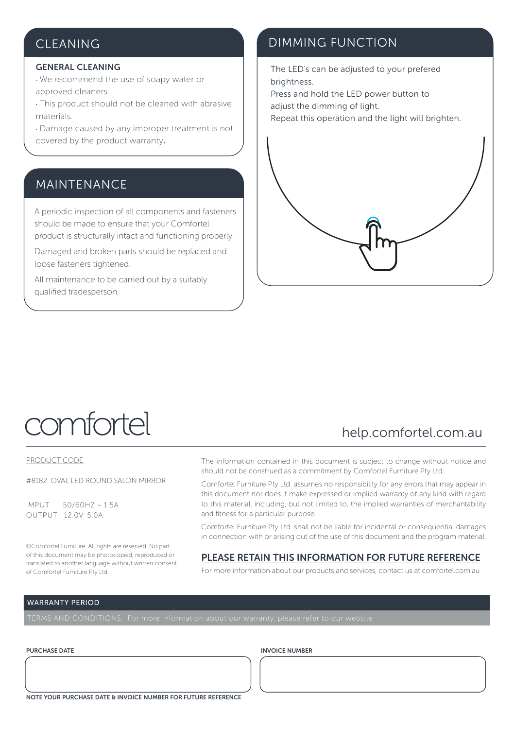## CLEANING

### GENERAL CLEANING

- We recommend the use of soapy water or approved cleaners.
- This product should not be cleaned with abrasive materials.
- Damage caused by any improper treatment is not covered by the product warranty.

## MAINTENANCE

A periodic inspection of all components and fasteners should be made to ensure that your Comfortel product is structurally intact and functioning properly.

Damaged and broken parts should be replaced and loose fasteners tightened.

All maintenance to be carried out by a suitably qualified tradesperson.

## DIMMING FUNCTION

The LED's can be adjusted to your prefered brightness.

Press and hold the LED power button to adjust the dimming of light.

Repeat this operation and the light will brighten.

# comfortel

help.comfortel.com.au

PRODUCT CODE

#8182 OVAL LED ROUND SALON MIRROR

IMPUT 50/60HZ ~ 1.5A
OUTPUT 12.0V-5.0A

©Comfortel Furniture. All rights are reserved. No part of this document may be photocopied, reproduced or translated to another language without written consent of Comfortel Furniture Pty Ltd.

The information contained in this document is subject to change without notice and should not be construed as a commitment by Comfortel Furniture Pty Ltd.

Comfortel Furniture Pty Ltd. assumes no responsibility for any errors that may appear in this document nor does it make expressed or implied warranty of any kind with regard to this material, including, but not limited to, the implied warranties of merchantability and fitness for a particular purpose.

Comfortel Furniture Pty Ltd. shall not be liable for incidental or consequential damages in connection with or arising out of the use of this document and the program material.

**PLEASE RETAIN THIS INFORMATION FOR FUTURE REFERENCE**

For more information about our products and services, contact us at comfortel.com.au

## WARRANTY PERIOD

TERMS AND CONDITIONS. For more information about our warranty, please refer to our website.

| PURCHASE DATE | INVOICE NUMBER |
| --- | --- |
| | |

NOTE YOUR PURCHASE DATE & INVOICE NUMBER FOR FUTURE REFERENCE